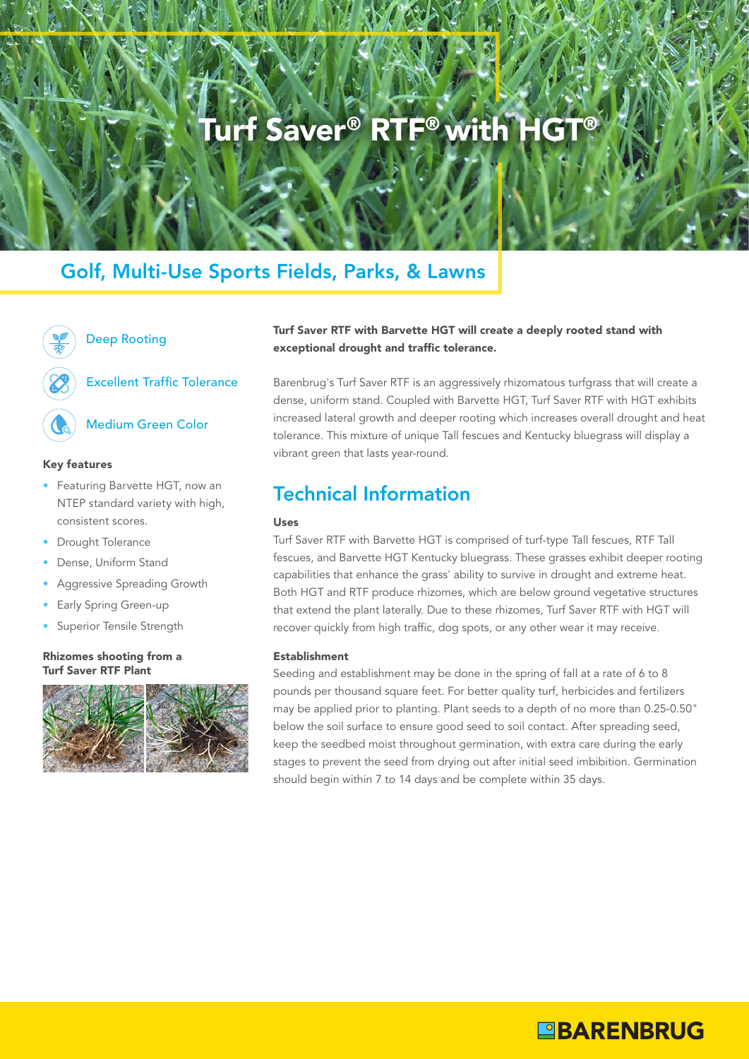# Turf Saver® RTF® with HGT®

## Golf, Multi-Use Sports Fields, Parks, & Lawns

Deep Rooting

Excellent Traffic Tolerance

Medium Green Color

**Key features**

- Featuring Barvette HGT, now an NTEP standard variety with high, consistent scores.
- Drought Tolerance
- Dense, Uniform Stand
- Aggressive Spreading Growth
- Early Spring Green-up
- Superior Tensile Strength

**Rhizomes shooting from a Turf Saver RTF Plant**

**Turf Saver RTF with Barvette HGT will create a deeply rooted stand with exceptional drought and traffic tolerance.**

Barenbrug's Turf Saver RTF is an aggressively rhizomatous turfgrass that will create a dense, uniform stand. Coupled with Barvette HGT, Turf Saver RTF with HGT exhibits increased lateral growth and deeper rooting which increases overall drought and heat tolerance. This mixture of unique Tall fescues and Kentucky bluegrass will display a vibrant green that lasts year-round.

## Technical Information

**Uses**

Turf Saver RTF with Barvette HGT is comprised of turf-type Tall fescues, RTF Tall fescues, and Barvette HGT Kentucky bluegrass. These grasses exhibit deeper rooting capabilities that enhance the grass' ability to survive in drought and extreme heat. Both HGT and RTF produce rhizomes, which are below ground vegetative structures that extend the plant laterally. Due to these rhizomes, Turf Saver RTF with HGT will recover quickly from high traffic, dog spots, or any other wear it may receive.

**Establishment**

Seeding and establishment may be done in the spring of fall at a rate of 6 to 8 pounds per thousand square feet. For better quality turf, herbicides and fertilizers may be applied prior to planting. Plant seeds to a depth of no more than 0.25-0.50" below the soil surface to ensure good seed to soil contact. After spreading seed, keep the seedbed moist throughout germination, with extra care during the early stages to prevent the seed from drying out after initial seed imbibition. Germination should begin within 7 to 14 days and be complete within 35 days.

BARENBRUG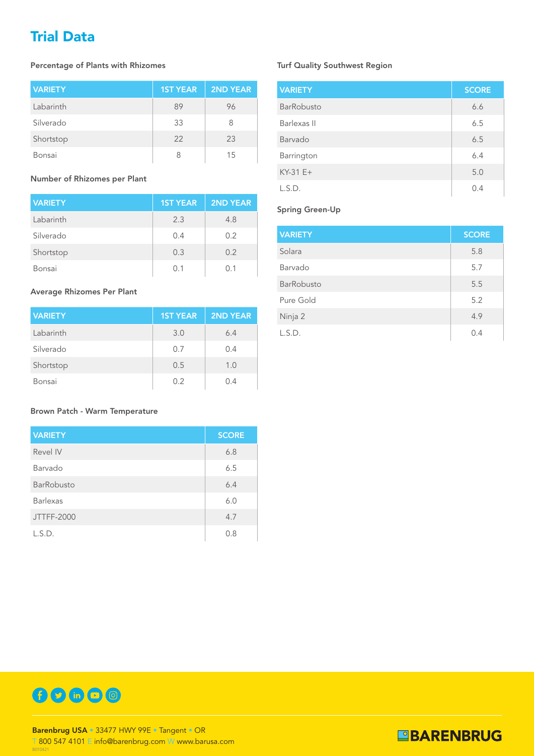# Trial Data

### Percentage of Plants with Rhizomes

| VARIETY | 1ST YEAR | 2ND YEAR |
|---|---|---|
| Labarinth | 89 | 96 |
| Silverado | 33 | 8 |
| Shortstop | 22 | 23 |
| Bonsai | 8 | 15 |

### Number of Rhizomes per Plant

| VARIETY | 1ST YEAR | 2ND YEAR |
|---|---|---|
| Labarinth | 2.3 | 4.8 |
| Silverado | 0.4 | 0.2 |
| Shortstop | 0.3 | 0.2 |
| Bonsai | 0.1 | 0.1 |

### Average Rhizomes Per Plant

| VARIETY | 1ST YEAR | 2ND YEAR |
|---|---|---|
| Labarinth | 3.0 | 6.4 |
| Silverado | 0.7 | 0.4 |
| Shortstop | 0.5 | 1.0 |
| Bonsai | 0.2 | 0.4 |

### Brown Patch - Warm Temperature

| VARIETY | SCORE |
|---|---|
| Revel IV | 6.8 |
| Barvado | 6.5 |
| BarRobusto | 6.4 |
| Barlexas | 6.0 |
| JTTFF-2000 | 4.7 |
| L.S.D. | 0.8 |

### Turf Quality Southwest Region

| VARIETY | SCORE |
|---|---|
| BarRobusto | 6.6 |
| Barlexas II | 6.5 |
| Barvado | 6.5 |
| Barrington | 6.4 |
| KY-31 E+ | 5.0 |
| L.S.D. | 0.4 |

### Spring Green-Up

| VARIETY | SCORE |
|---|---|
| Solara | 5.8 |
| Barvado | 5.7 |
| BarRobusto | 5.5 |
| Pure Gold | 5.2 |
| Ninja 2 | 4.9 |
| L.S.D. | 0.4 |

**Barenbrug USA** • 33477 HWY 99E • Tangent • OR
T 800 547 4101 E info@barenbrug.com W www.barusa.com
B010421

BARENBRUG